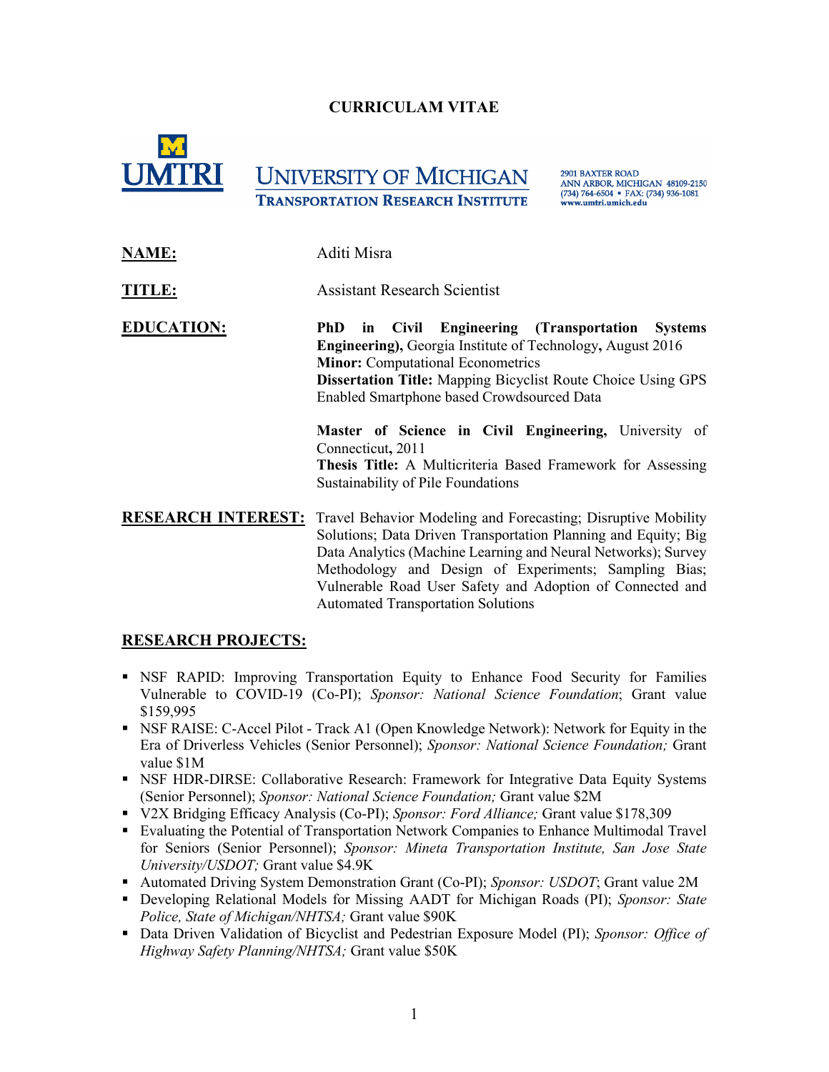# CURRICULAM VITAE

UMTRI — UNIVERSITY OF MICHIGAN TRANSPORTATION RESEARCH INSTITUTE

2901 BAXTER ROAD
ANN ARBOR, MICHIGAN 48109-2150
(734) 764-6504 ▪ FAX: (734) 936-1081
www.umtri.umich.edu

**NAME:** Aditi Misra

**TITLE:** Assistant Research Scientist

**EDUCATION:**

**PhD in Civil Engineering (Transportation Systems Engineering),** Georgia Institute of Technology**,** August 2016
**Minor:** Computational Econometrics
**Dissertation Title:** Mapping Bicyclist Route Choice Using GPS Enabled Smartphone based Crowdsourced Data

**Master of Science in Civil Engineering,** University of Connecticut**,** 2011
**Thesis Title:** A Multicriteria Based Framework for Assessing Sustainability of Pile Foundations

**RESEARCH INTEREST:** Travel Behavior Modeling and Forecasting; Disruptive Mobility Solutions; Data Driven Transportation Planning and Equity; Big Data Analytics (Machine Learning and Neural Networks); Survey Methodology and Design of Experiments; Sampling Bias; Vulnerable Road User Safety and Adoption of Connected and Automated Transportation Solutions

## RESEARCH PROJECTS:

- NSF RAPID: Improving Transportation Equity to Enhance Food Security for Families Vulnerable to COVID-19 (Co-PI); *Sponsor: National Science Foundation*; Grant value $159,995
- NSF RAISE: C-Accel Pilot - Track A1 (Open Knowledge Network): Network for Equity in the Era of Driverless Vehicles (Senior Personnel); *Sponsor: National Science Foundation;* Grant value $1M
- NSF HDR-DIRSE: Collaborative Research: Framework for Integrative Data Equity Systems (Senior Personnel); *Sponsor: National Science Foundation;* Grant value $2M
- V2X Bridging Efficacy Analysis (Co-PI); *Sponsor: Ford Alliance;* Grant value $178,309
- Evaluating the Potential of Transportation Network Companies to Enhance Multimodal Travel for Seniors (Senior Personnel); *Sponsor: Mineta Transportation Institute, San Jose State University/USDOT;* Grant value $4.9K
- Automated Driving System Demonstration Grant (Co-PI); *Sponsor: USDOT*; Grant value 2M
- Developing Relational Models for Missing AADT for Michigan Roads (PI); *Sponsor: State Police, State of Michigan/NHTSA;* Grant value $90K
- Data Driven Validation of Bicyclist and Pedestrian Exposure Model (PI); *Sponsor: Office of Highway Safety Planning/NHTSA;* Grant value $50K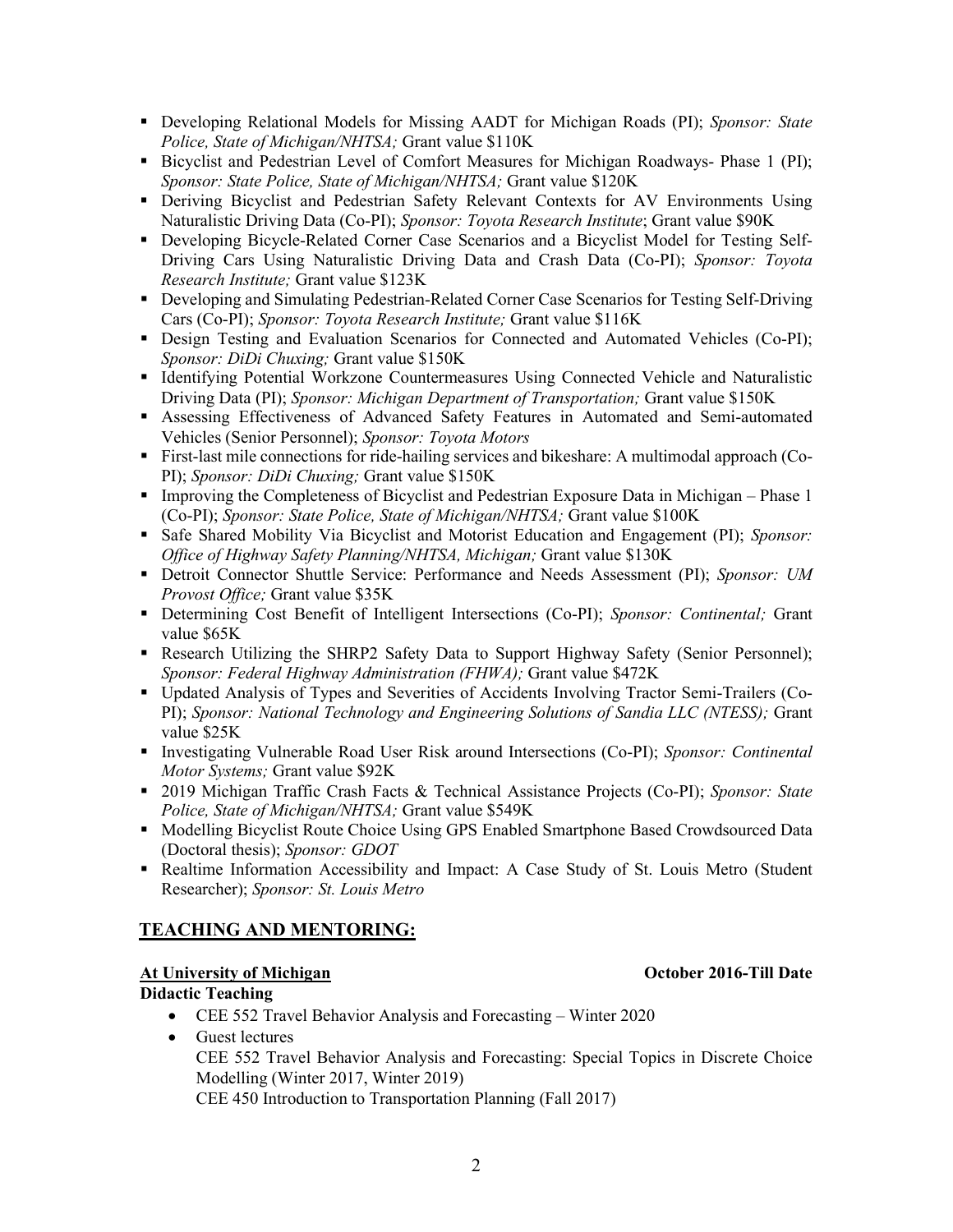- Developing Relational Models for Missing AADT for Michigan Roads (PI); *Sponsor: State Police, State of Michigan/NHTSA;* Grant value $110K
- Bicyclist and Pedestrian Level of Comfort Measures for Michigan Roadways- Phase 1 (PI); *Sponsor: State Police, State of Michigan/NHTSA;* Grant value $120K
- Deriving Bicyclist and Pedestrian Safety Relevant Contexts for AV Environments Using Naturalistic Driving Data (Co-PI); *Sponsor: Toyota Research Institute*; Grant value $90K
- Developing Bicycle-Related Corner Case Scenarios and a Bicyclist Model for Testing Self-Driving Cars Using Naturalistic Driving Data and Crash Data (Co-PI); *Sponsor: Toyota Research Institute;* Grant value $123K
- Developing and Simulating Pedestrian-Related Corner Case Scenarios for Testing Self-Driving Cars (Co-PI); *Sponsor: Toyota Research Institute;* Grant value $116K
- Design Testing and Evaluation Scenarios for Connected and Automated Vehicles (Co-PI); *Sponsor: DiDi Chuxing;* Grant value $150K
- Identifying Potential Workzone Countermeasures Using Connected Vehicle and Naturalistic Driving Data (PI); *Sponsor: Michigan Department of Transportation;* Grant value $150K
- Assessing Effectiveness of Advanced Safety Features in Automated and Semi-automated Vehicles (Senior Personnel); *Sponsor: Toyota Motors*
- First-last mile connections for ride-hailing services and bikeshare: A multimodal approach (Co-PI); *Sponsor: DiDi Chuxing;* Grant value $150K
- Improving the Completeness of Bicyclist and Pedestrian Exposure Data in Michigan – Phase 1 (Co-PI); *Sponsor: State Police, State of Michigan/NHTSA;* Grant value $100K
- Safe Shared Mobility Via Bicyclist and Motorist Education and Engagement (PI); *Sponsor: Office of Highway Safety Planning/NHTSA, Michigan;* Grant value $130K
- Detroit Connector Shuttle Service: Performance and Needs Assessment (PI); *Sponsor: UM Provost Office;* Grant value $35K
- Determining Cost Benefit of Intelligent Intersections (Co-PI); *Sponsor: Continental;* Grant value $65K
- Research Utilizing the SHRP2 Safety Data to Support Highway Safety (Senior Personnel); *Sponsor: Federal Highway Administration (FHWA);* Grant value $472K
- Updated Analysis of Types and Severities of Accidents Involving Tractor Semi-Trailers (Co-PI); *Sponsor: National Technology and Engineering Solutions of Sandia LLC (NTESS);* Grant value $25K
- Investigating Vulnerable Road User Risk around Intersections (Co-PI); *Sponsor: Continental Motor Systems;* Grant value $92K
- 2019 Michigan Traffic Crash Facts & Technical Assistance Projects (Co-PI); *Sponsor: State Police, State of Michigan/NHTSA;* Grant value $549K
- Modelling Bicyclist Route Choice Using GPS Enabled Smartphone Based Crowdsourced Data (Doctoral thesis); *Sponsor: GDOT*
- Realtime Information Accessibility and Impact: A Case Study of St. Louis Metro (Student Researcher); *Sponsor: St. Louis Metro*

## TEACHING AND MENTORING:

**At University of Michigan** **October 2016-Till Date**

**Didactic Teaching**

- CEE 552 Travel Behavior Analysis and Forecasting – Winter 2020
- Guest lectures
  CEE 552 Travel Behavior Analysis and Forecasting: Special Topics in Discrete Choice Modelling (Winter 2017, Winter 2019)
  CEE 450 Introduction to Transportation Planning (Fall 2017)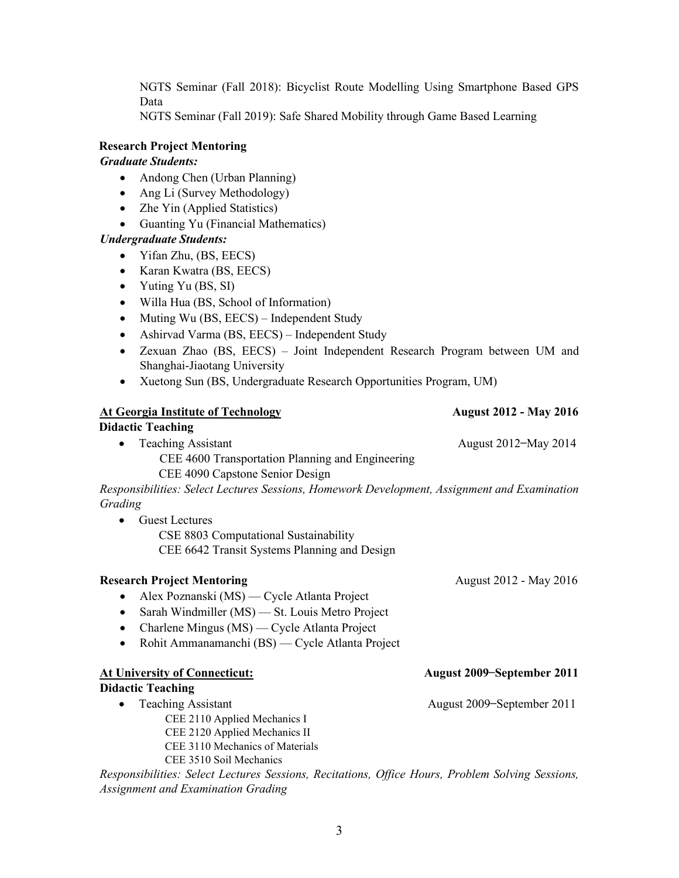NGTS Seminar (Fall 2018): Bicyclist Route Modelling Using Smartphone Based GPS Data

NGTS Seminar (Fall 2019): Safe Shared Mobility through Game Based Learning

**Research Project Mentoring**

***Graduate Students:***

- Andong Chen (Urban Planning)
- Ang Li (Survey Methodology)
- Zhe Yin (Applied Statistics)
- Guanting Yu (Financial Mathematics)

***Undergraduate Students:***

- Yifan Zhu, (BS, EECS)
- Karan Kwatra (BS, EECS)
- Yuting Yu (BS, SI)
- Willa Hua (BS, School of Information)
- Muting Wu (BS, EECS) – Independent Study
- Ashirvad Varma (BS, EECS) – Independent Study
- Zexuan Zhao (BS, EECS) – Joint Independent Research Program between UM and Shanghai-Jiaotang University
- Xuetong Sun (BS, Undergraduate Research Opportunities Program, UM)

**<u>At Georgia Institute of Technology</u>** **August 2012 - May 2016**

**Didactic Teaching**

- Teaching Assistant August 2012–May 2014
  - CEE 4600 Transportation Planning and Engineering
  - CEE 4090 Capstone Senior Design

*Responsibilities: Select Lectures Sessions, Homework Development, Assignment and Examination Grading*

- Guest Lectures
  - CSE 8803 Computational Sustainability
  - CEE 6642 Transit Systems Planning and Design

**Research Project Mentoring** August 2012 - May 2016

- Alex Poznanski (MS) — Cycle Atlanta Project
- Sarah Windmiller (MS) — St. Louis Metro Project
- Charlene Mingus (MS) — Cycle Atlanta Project
- Rohit Ammanamanchi (BS) — Cycle Atlanta Project

**<u>At University of Connecticut:</u>** **August 2009–September 2011**

**Didactic Teaching**

- Teaching Assistant August 2009–September 2011
  - CEE 2110 Applied Mechanics I
  - CEE 2120 Applied Mechanics II
  - CEE 3110 Mechanics of Materials
  - CEE 3510 Soil Mechanics

*Responsibilities: Select Lectures Sessions, Recitations, Office Hours, Problem Solving Sessions, Assignment and Examination Grading*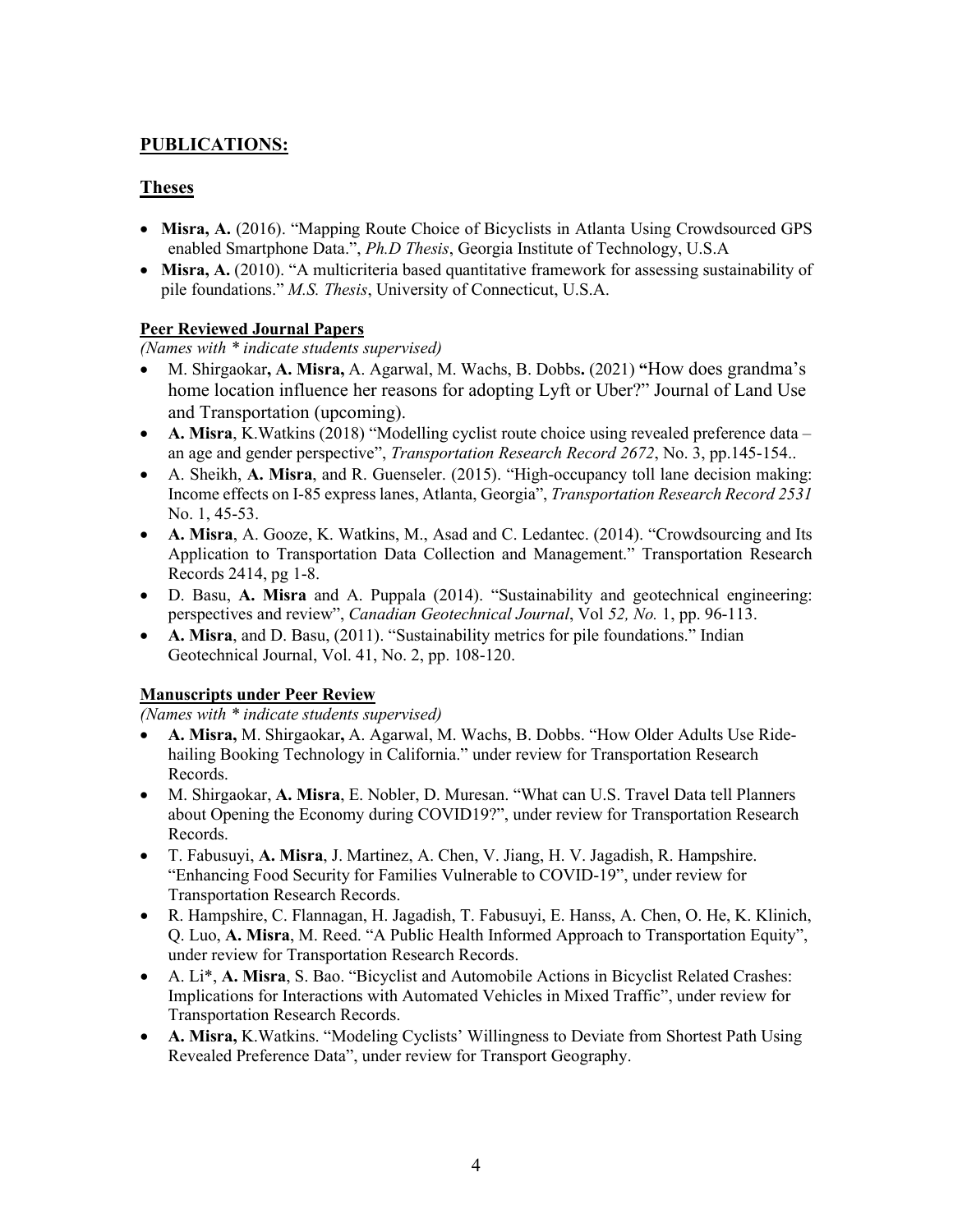## PUBLICATIONS:

### Theses

- **Misra, A.** (2016). "Mapping Route Choice of Bicyclists in Atlanta Using Crowdsourced GPS enabled Smartphone Data.", *Ph.D Thesis*, Georgia Institute of Technology, U.S.A
- **Misra, A.** (2010). "A multicriteria based quantitative framework for assessing sustainability of pile foundations." *M.S. Thesis*, University of Connecticut, U.S.A.

#### Peer Reviewed Journal Papers

*(Names with * indicate students supervised)*

- M. Shirgaokar**, A. Misra,** A. Agarwal, M. Wachs, B. Dobbs**.** (2021) **"**How does grandma's home location influence her reasons for adopting Lyft or Uber?" Journal of Land Use and Transportation (upcoming).
- **A. Misra**, K.Watkins (2018) "Modelling cyclist route choice using revealed preference data – an age and gender perspective", *Transportation Research Record 2672*, No. 3, pp.145-154..
- A. Sheikh, **A. Misra**, and R. Guenseler. (2015). "High-occupancy toll lane decision making: Income effects on I-85 express lanes, Atlanta, Georgia", *Transportation Research Record 2531* No. 1, 45-53.
- **A. Misra**, A. Gooze, K. Watkins, M., Asad and C. Ledantec. (2014). "Crowdsourcing and Its Application to Transportation Data Collection and Management." Transportation Research Records 2414, pg 1-8.
- D. Basu, **A. Misra** and A. Puppala (2014). "Sustainability and geotechnical engineering: perspectives and review", *Canadian Geotechnical Journal*, Vol *52, No.* 1, pp. 96-113.
- **A. Misra**, and D. Basu, (2011). "Sustainability metrics for pile foundations." Indian Geotechnical Journal, Vol. 41, No. 2, pp. 108-120.

#### Manuscripts under Peer Review

*(Names with * indicate students supervised)*

- **A. Misra,** M. Shirgaokar**,** A. Agarwal, M. Wachs, B. Dobbs. "How Older Adults Use Ride-hailing Booking Technology in California." under review for Transportation Research Records.
- M. Shirgaokar, **A. Misra**, E. Nobler, D. Muresan. "What can U.S. Travel Data tell Planners about Opening the Economy during COVID19?", under review for Transportation Research Records.
- T. Fabusuyi, **A. Misra**, J. Martinez, A. Chen, V. Jiang, H. V. Jagadish, R. Hampshire. "Enhancing Food Security for Families Vulnerable to COVID-19", under review for Transportation Research Records.
- R. Hampshire, C. Flannagan, H. Jagadish, T. Fabusuyi, E. Hanss, A. Chen, O. He, K. Klinich, Q. Luo, **A. Misra**, M. Reed. "A Public Health Informed Approach to Transportation Equity", under review for Transportation Research Records.
- A. Li*, **A. Misra**, S. Bao. "Bicyclist and Automobile Actions in Bicyclist Related Crashes: Implications for Interactions with Automated Vehicles in Mixed Traffic", under review for Transportation Research Records.
- **A. Misra,** K.Watkins. "Modeling Cyclists' Willingness to Deviate from Shortest Path Using Revealed Preference Data", under review for Transport Geography.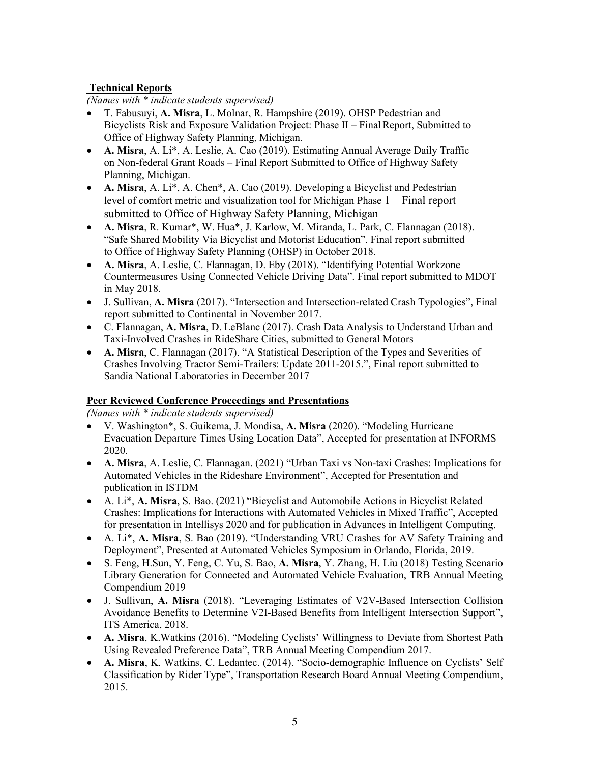**Technical Reports**

*(Names with * indicate students supervised)*

- T. Fabusuyi, **A. Misra**, L. Molnar, R. Hampshire (2019). OHSP Pedestrian and Bicyclists Risk and Exposure Validation Project: Phase II – Final Report, Submitted to Office of Highway Safety Planning, Michigan.
- **A. Misra**, A. Li*, A. Leslie, A. Cao (2019). Estimating Annual Average Daily Traffic on Non-federal Grant Roads – Final Report Submitted to Office of Highway Safety Planning, Michigan.
- **A. Misra**, A. Li*, A. Chen*, A. Cao (2019). Developing a Bicyclist and Pedestrian level of comfort metric and visualization tool for Michigan Phase 1 – Final report submitted to Office of Highway Safety Planning, Michigan
- **A. Misra**, R. Kumar*, W. Hua*, J. Karlow, M. Miranda, L. Park, C. Flannagan (2018). "Safe Shared Mobility Via Bicyclist and Motorist Education". Final report submitted to Office of Highway Safety Planning (OHSP) in October 2018.
- **A. Misra**, A. Leslie, C. Flannagan, D. Eby (2018). "Identifying Potential Workzone Countermeasures Using Connected Vehicle Driving Data". Final report submitted to MDOT in May 2018.
- J. Sullivan, **A. Misra** (2017). "Intersection and Intersection-related Crash Typologies", Final report submitted to Continental in November 2017.
- C. Flannagan, **A. Misra**, D. LeBlanc (2017). Crash Data Analysis to Understand Urban and Taxi-Involved Crashes in RideShare Cities, submitted to General Motors
- **A. Misra**, C. Flannagan (2017). "A Statistical Description of the Types and Severities of Crashes Involving Tractor Semi-Trailers: Update 2011-2015.", Final report submitted to Sandia National Laboratories in December 2017

**Peer Reviewed Conference Proceedings and Presentations**

*(Names with * indicate students supervised)*

- V. Washington*, S. Guikema, J. Mondisa, **A. Misra** (2020). "Modeling Hurricane Evacuation Departure Times Using Location Data", Accepted for presentation at INFORMS 2020.
- **A. Misra**, A. Leslie, C. Flannagan. (2021) "Urban Taxi vs Non-taxi Crashes: Implications for Automated Vehicles in the Rideshare Environment", Accepted for Presentation and publication in ISTDM
- A. Li*, **A. Misra**, S. Bao. (2021) "Bicyclist and Automobile Actions in Bicyclist Related Crashes: Implications for Interactions with Automated Vehicles in Mixed Traffic", Accepted for presentation in Intellisys 2020 and for publication in Advances in Intelligent Computing.
- A. Li*, **A. Misra**, S. Bao (2019). "Understanding VRU Crashes for AV Safety Training and Deployment", Presented at Automated Vehicles Symposium in Orlando, Florida, 2019.
- S. Feng, H.Sun, Y. Feng, C. Yu, S. Bao, **A. Misra**, Y. Zhang, H. Liu (2018) Testing Scenario Library Generation for Connected and Automated Vehicle Evaluation, TRB Annual Meeting Compendium 2019
- J. Sullivan, **A. Misra** (2018). "Leveraging Estimates of V2V-Based Intersection Collision Avoidance Benefits to Determine V2I-Based Benefits from Intelligent Intersection Support", ITS America, 2018.
- **A. Misra**, K.Watkins (2016). "Modeling Cyclists' Willingness to Deviate from Shortest Path Using Revealed Preference Data", TRB Annual Meeting Compendium 2017.
- **A. Misra**, K. Watkins, C. Ledantec. (2014). "Socio-demographic Influence on Cyclists' Self Classification by Rider Type", Transportation Research Board Annual Meeting Compendium, 2015.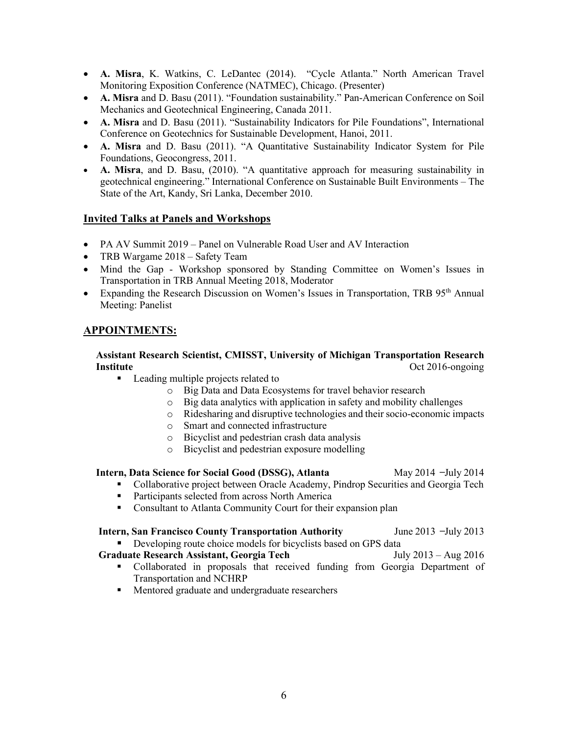- **A. Misra**, K. Watkins, C. LeDantec (2014). "Cycle Atlanta." North American Travel Monitoring Exposition Conference (NATMEC), Chicago. (Presenter)
- **A. Misra** and D. Basu (2011). "Foundation sustainability." Pan-American Conference on Soil Mechanics and Geotechnical Engineering, Canada 2011.
- **A. Misra** and D. Basu (2011). "Sustainability Indicators for Pile Foundations", International Conference on Geotechnics for Sustainable Development, Hanoi, 2011.
- **A. Misra** and D. Basu (2011). "A Quantitative Sustainability Indicator System for Pile Foundations, Geocongress, 2011.
- **A. Misra**, and D. Basu, (2010). "A quantitative approach for measuring sustainability in geotechnical engineering." International Conference on Sustainable Built Environments – The State of the Art, Kandy, Sri Lanka, December 2010.

### Invited Talks at Panels and Workshops

- PA AV Summit 2019 – Panel on Vulnerable Road User and AV Interaction
- TRB Wargame 2018 – Safety Team
- Mind the Gap - Workshop sponsored by Standing Committee on Women's Issues in Transportation in TRB Annual Meeting 2018, Moderator
- Expanding the Research Discussion on Women's Issues in Transportation, TRB 95th Annual Meeting: Panelist

## APPOINTMENTS:

**Assistant Research Scientist, CMISST, University of Michigan Transportation Research Institute** Oct 2016-ongoing

- Leading multiple projects related to
  - Big Data and Data Ecosystems for travel behavior research
  - Big data analytics with application in safety and mobility challenges
  - Ridesharing and disruptive technologies and their socio-economic impacts
  - Smart and connected infrastructure
  - Bicyclist and pedestrian crash data analysis
  - Bicyclist and pedestrian exposure modelling

**Intern, Data Science for Social Good (DSSG), Atlanta** May 2014 –July 2014

- Collaborative project between Oracle Academy, Pindrop Securities and Georgia Tech
- Participants selected from across North America
- Consultant to Atlanta Community Court for their expansion plan

**Intern, San Francisco County Transportation Authority** June 2013 –July 2013

- Developing route choice models for bicyclists based on GPS data

**Graduate Research Assistant, Georgia Tech** July 2013 – Aug 2016

- Collaborated in proposals that received funding from Georgia Department of Transportation and NCHRP
- Mentored graduate and undergraduate researchers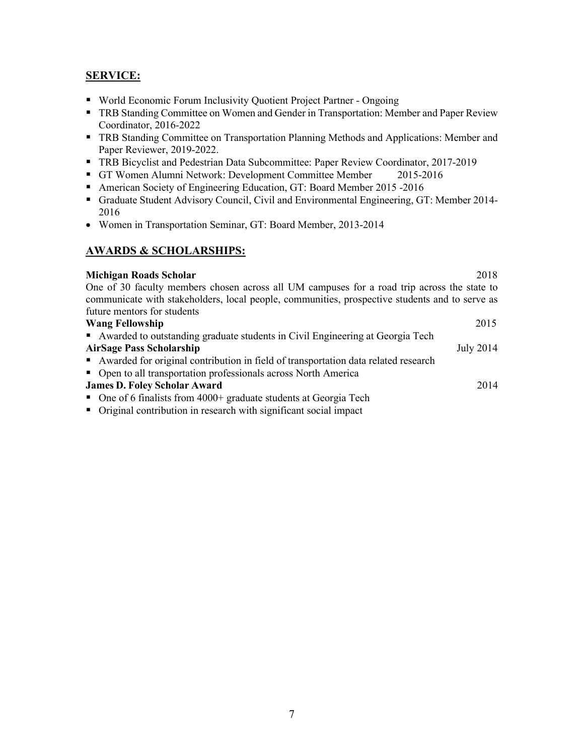## SERVICE:

- World Economic Forum Inclusivity Quotient Project Partner - Ongoing
- TRB Standing Committee on Women and Gender in Transportation: Member and Paper Review Coordinator, 2016-2022
- TRB Standing Committee on Transportation Planning Methods and Applications: Member and Paper Reviewer, 2019-2022.
- TRB Bicyclist and Pedestrian Data Subcommittee: Paper Review Coordinator, 2017-2019
- GT Women Alumni Network: Development Committee Member 2015-2016
- American Society of Engineering Education, GT: Board Member 2015 -2016
- Graduate Student Advisory Council, Civil and Environmental Engineering, GT: Member 2014-2016
- Women in Transportation Seminar, GT: Board Member, 2013-2014

## AWARDS & SCHOLARSHIPS:

**Michigan Roads Scholar** 2018

One of 30 faculty members chosen across all UM campuses for a road trip across the state to communicate with stakeholders, local people, communities, prospective students and to serve as future mentors for students

**Wang Fellowship** 2015

- Awarded to outstanding graduate students in Civil Engineering at Georgia Tech

**AirSage Pass Scholarship** July 2014

- Awarded for original contribution in field of transportation data related research
- Open to all transportation professionals across North America

**James D. Foley Scholar Award** 2014

- One of 6 finalists from 4000+ graduate students at Georgia Tech
- Original contribution in research with significant social impact